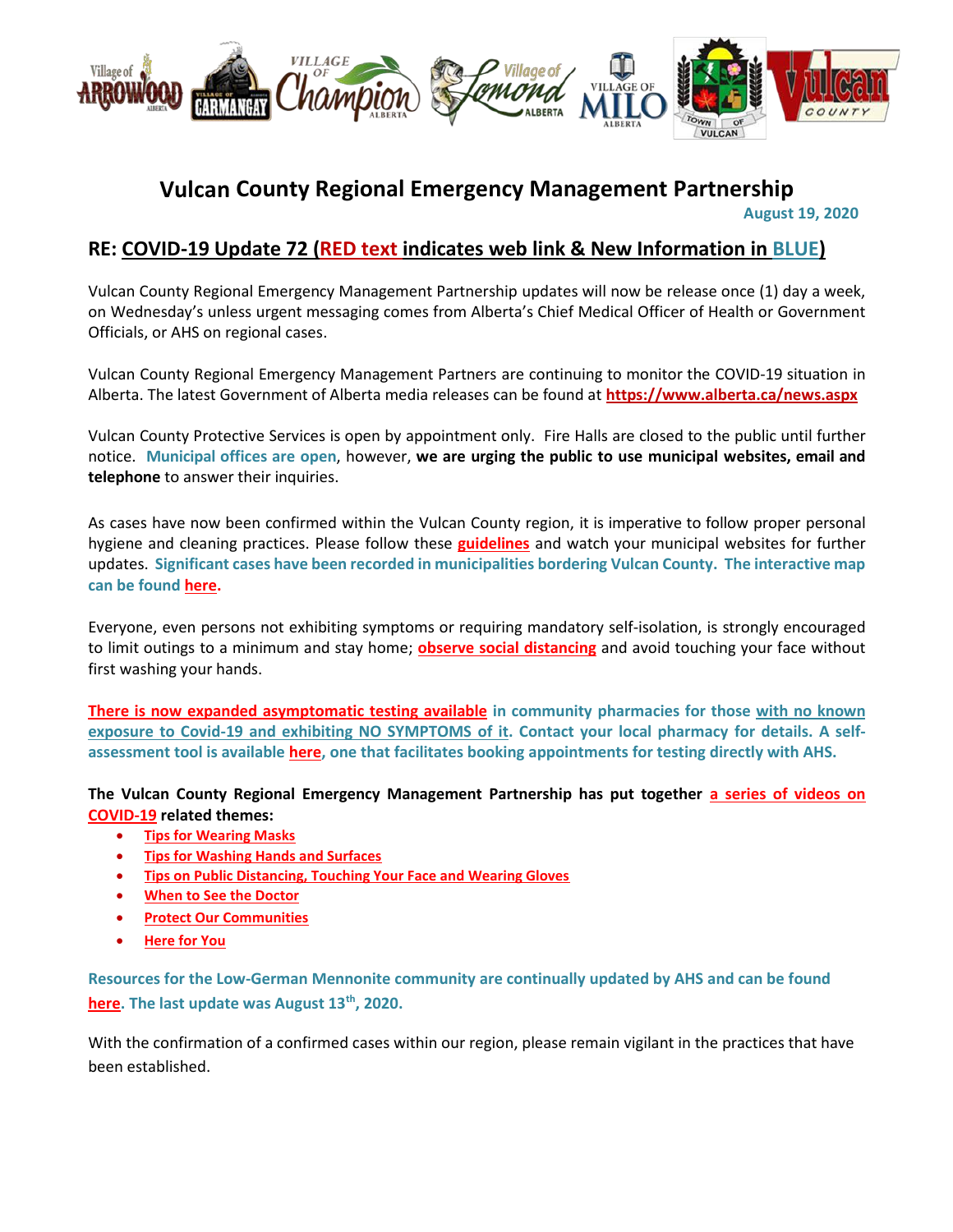# Vulcan County Regional Emergency Management Partnership

August 19, 2020

## RE: COVID-19 Update 72 (RED text indicates web link & New Information in BLUE)

Vulcan County Regional Emergency Management Partnership updates will now be release once (1) day a week, on Wednesday's unless urgent messaging comes from Alberta's Chief Medical Officer of Health or Government Officials, or AHS on regional cases.

Vulcan County Regional Emergency Management Partners are continuing to monitor the COVID-19 situation in Alberta. The latest Government of Alberta media releases can be found at **https://www.alberta.ca/news.aspx**

Vulcan County Protective Services is open by appointment only. Fire Halls are closed to the public until further notice. **Municipal offices are open**, however, **we are urging the public to use municipal websites, email and telephone** to answer their inquiries.

As cases have now been confirmed within the Vulcan County region, it is imperative to follow proper personal hygiene and cleaning practices. Please follow these **guidelines** and watch your municipal websites for further updates. **Significant cases have been recorded in municipalities bordering Vulcan County. The interactive map can be found here.**

Everyone, even persons not exhibiting symptoms or requiring mandatory self-isolation, is strongly encouraged to limit outings to a minimum and stay home; **observe social distancing** and avoid touching your face without first washing your hands.

**There is now expanded asymptomatic testing available in community pharmacies for those with no known exposure to Covid-19 and exhibiting NO SYMPTOMS of it. Contact your local pharmacy for details. A self-assessment tool is available here, one that facilitates booking appointments for testing directly with AHS.**

**The Vulcan County Regional Emergency Management Partnership has put together a series of videos on COVID-19 related themes:**

- **Tips for Wearing Masks**
- **Tips for Washing Hands and Surfaces**
- **Tips on Public Distancing, Touching Your Face and Wearing Gloves**
- **When to See the Doctor**
- **Protect Our Communities**
- **Here for You**

**Resources for the Low-German Mennonite community are continually updated by AHS and can be found here. The last update was August 13th, 2020.**

With the confirmation of a confirmed cases within our region, please remain vigilant in the practices that have been established.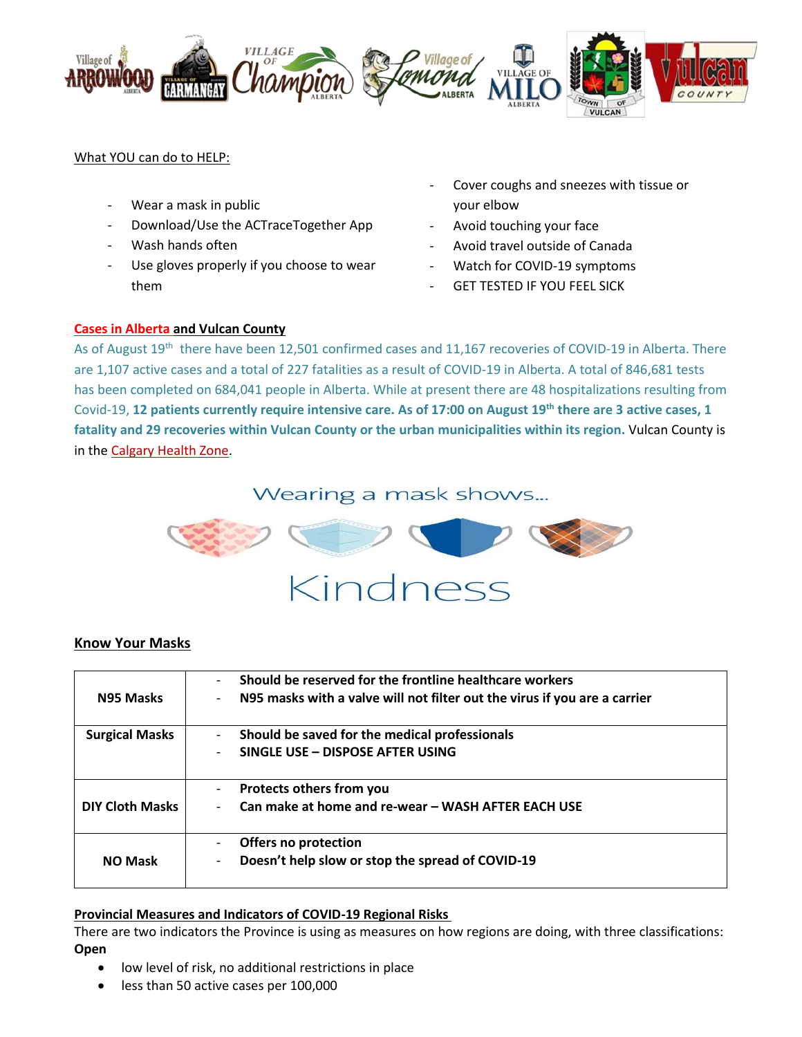What YOU can do to HELP:

- Wear a mask in public
- Download/Use the ACTraceTogether App
- Wash hands often
- Use gloves properly if you choose to wear them
- Cover coughs and sneezes with tissue or your elbow
- Avoid touching your face
- Avoid travel outside of Canada
- Watch for COVID-19 symptoms
- GET TESTED IF YOU FEEL SICK

**Cases in Alberta and Vulcan County**

As of August 19th there have been 12,501 confirmed cases and 11,167 recoveries of COVID-19 in Alberta. There are 1,107 active cases and a total of 227 fatalities as a result of COVID-19 in Alberta. A total of 846,681 tests has been completed on 684,041 people in Alberta. While at present there are 48 hospitalizations resulting from Covid-19, **12 patients currently require intensive care. As of 17:00 on August 19th there are 3 active cases, 1 fatality and 29 recoveries within Vulcan County or the urban municipalities within its region.** Vulcan County is in the Calgary Health Zone.

Wearing a mask shows...

Kindness

**Know Your Masks**

| | |
|---|---|
| **N95 Masks** | - **Should be reserved for the frontline healthcare workers**<br>- **N95 masks with a valve will not filter out the virus if you are a carrier** |
| **Surgical Masks** | - **Should be saved for the medical professionals**<br>- **SINGLE USE – DISPOSE AFTER USING** |
| **DIY Cloth Masks** | - **Protects others from you**<br>- **Can make at home and re-wear – WASH AFTER EACH USE** |
| **NO Mask** | - **Offers no protection**<br>- **Doesn't help slow or stop the spread of COVID-19** |

**Provincial Measures and Indicators of COVID-19 Regional Risks**

There are two indicators the Province is using as measures on how regions are doing, with three classifications:

**Open**

- low level of risk, no additional restrictions in place
- less than 50 active cases per 100,000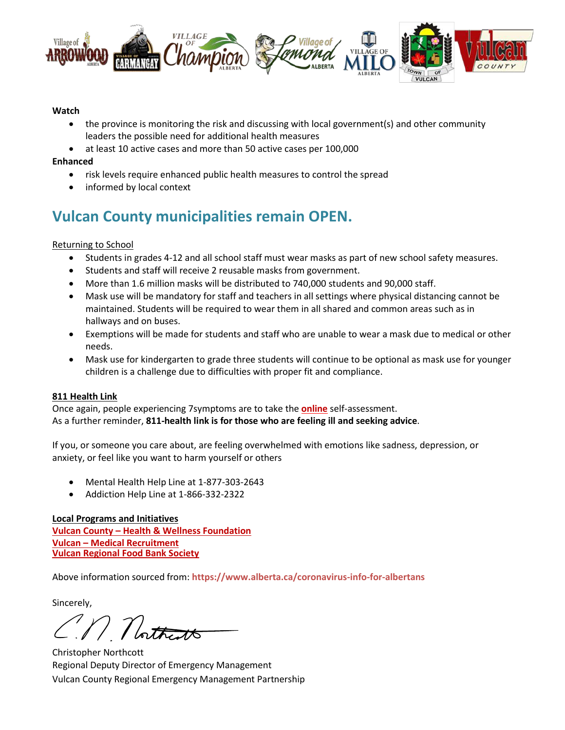**Watch**

- the province is monitoring the risk and discussing with local government(s) and other community leaders the possible need for additional health measures
- at least 10 active cases and more than 50 active cases per 100,000

**Enhanced**

- risk levels require enhanced public health measures to control the spread
- informed by local context

## Vulcan County municipalities remain OPEN.

Returning to School

- Students in grades 4-12 and all school staff must wear masks as part of new school safety measures.
- Students and staff will receive 2 reusable masks from government.
- More than 1.6 million masks will be distributed to 740,000 students and 90,000 staff.
- Mask use will be mandatory for staff and teachers in all settings where physical distancing cannot be maintained. Students will be required to wear them in all shared and common areas such as in hallways and on buses.
- Exemptions will be made for students and staff who are unable to wear a mask due to medical or other needs.
- Mask use for kindergarten to grade three students will continue to be optional as mask use for younger children is a challenge due to difficulties with proper fit and compliance.

**811 Health Link**

Once again, people experiencing 7symptoms are to take the **online** self-assessment.
As a further reminder, **811-health link is for those who are feeling ill and seeking advice**.

If you, or someone you care about, are feeling overwhelmed with emotions like sadness, depression, or anxiety, or feel like you want to harm yourself or others

- Mental Health Help Line at 1-877-303-2643
- Addiction Help Line at 1-866-332-2322

**Local Programs and Initiatives**

**Vulcan County – Health & Wellness Foundation**
**Vulcan – Medical Recruitment**
**Vulcan Regional Food Bank Society**

Above information sourced from: **https://www.alberta.ca/coronavirus-info-for-albertans**

Sincerely,

Christopher Northcott
Regional Deputy Director of Emergency Management
Vulcan County Regional Emergency Management Partnership